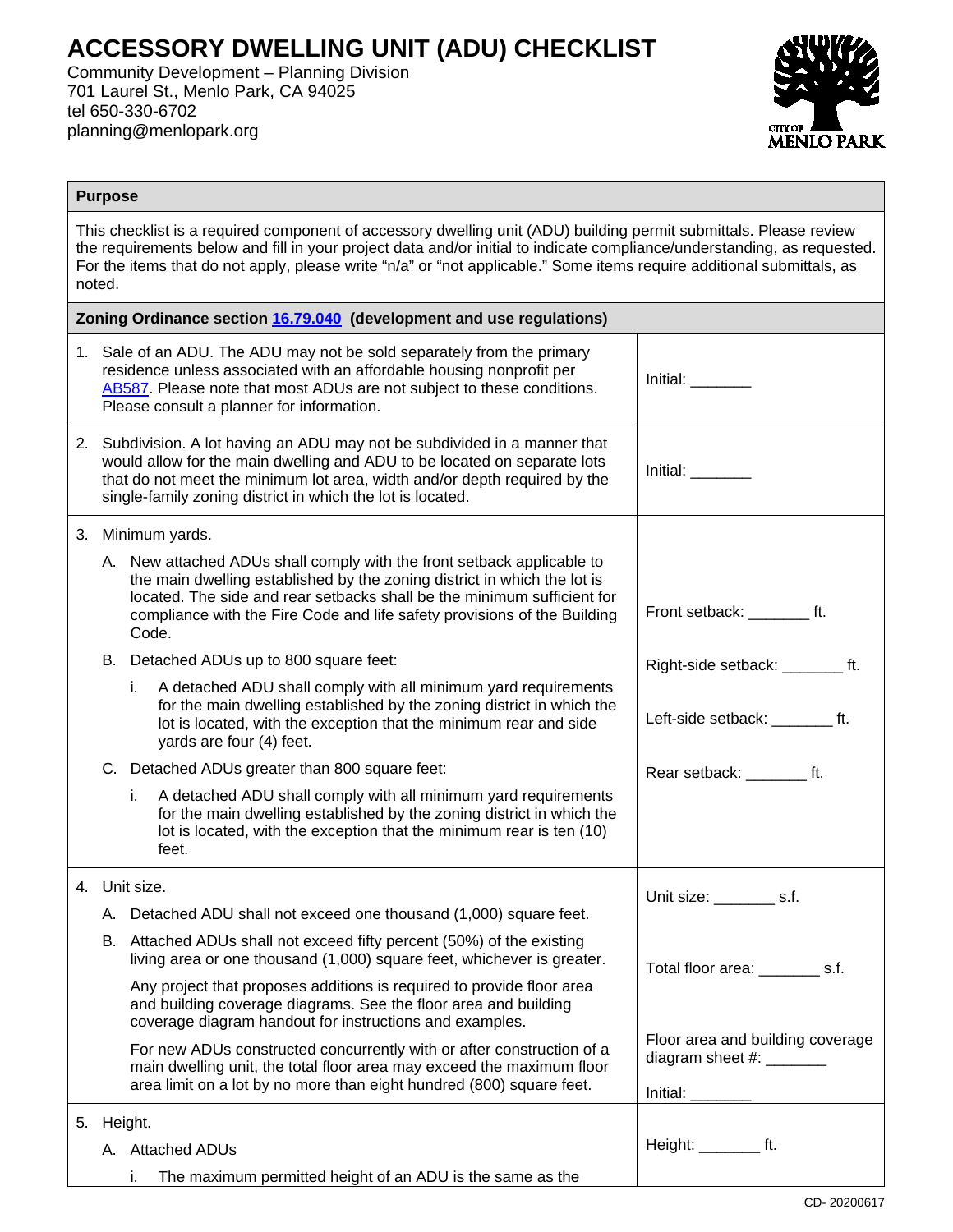# ACCESSORY DWELLING UNIT (ADU) CHECKLIST

Community Development – Planning Division
701 Laurel St., Menlo Park, CA 94025
tel 650-330-6702
planning@menlopark.org

| **Purpose** | |
|---|---|
| This checklist is a required component of accessory dwelling unit (ADU) building permit submittals. Please review the requirements below and fill in your project data and/or initial to indicate compliance/understanding, as requested. For the items that do not apply, please write "n/a" or "not applicable." Some items require additional submittals, as noted. | |
| **Zoning Ordinance section 16.79.040 (development and use regulations)** | |
| 1. Sale of an ADU. The ADU may not be sold separately from the primary residence unless associated with an affordable housing nonprofit per AB587. Please note that most ADUs are not subject to these conditions. Please consult a planner for information. | Initial: _______ |
| 2. Subdivision. A lot having an ADU may not be subdivided in a manner that would allow for the main dwelling and ADU to be located on separate lots that do not meet the minimum lot area, width and/or depth required by the single-family zoning district in which the lot is located. | Initial: _______ |
| 3. Minimum yards.<br>A. New attached ADUs shall comply with the front setback applicable to the main dwelling established by the zoning district in which the lot is located. The side and rear setbacks shall be the minimum sufficient for compliance with the Fire Code and life safety provisions of the Building Code.<br>B. Detached ADUs up to 800 square feet:<br>i. A detached ADU shall comply with all minimum yard requirements for the main dwelling established by the zoning district in which the lot is located, with the exception that the minimum rear and side yards are four (4) feet.<br>C. Detached ADUs greater than 800 square feet:<br>i. A detached ADU shall comply with all minimum yard requirements for the main dwelling established by the zoning district in which the lot is located, with the exception that the minimum rear is ten (10) feet. | Front setback: _______ ft.<br>Right-side setback: _______ ft.<br>Left-side setback: _______ ft.<br>Rear setback: _______ ft. |
| 4. Unit size.<br>A. Detached ADU shall not exceed one thousand (1,000) square feet.<br>B. Attached ADUs shall not exceed fifty percent (50%) of the existing living area or one thousand (1,000) square feet, whichever is greater.<br>Any project that proposes additions is required to provide floor area and building coverage diagrams. See the floor area and building coverage diagram handout for instructions and examples.<br>For new ADUs constructed concurrently with or after construction of a main dwelling unit, the total floor area may exceed the maximum floor area limit on a lot by no more than eight hundred (800) square feet. | Unit size: _______ s.f.<br>Total floor area: _______ s.f.<br>Floor area and building coverage diagram sheet #: _______<br>Initial: _______ |
| 5. Height.<br>A. Attached ADUs<br>i. The maximum permitted height of an ADU is the same as the | Height: _______ ft. |

CD- 20200617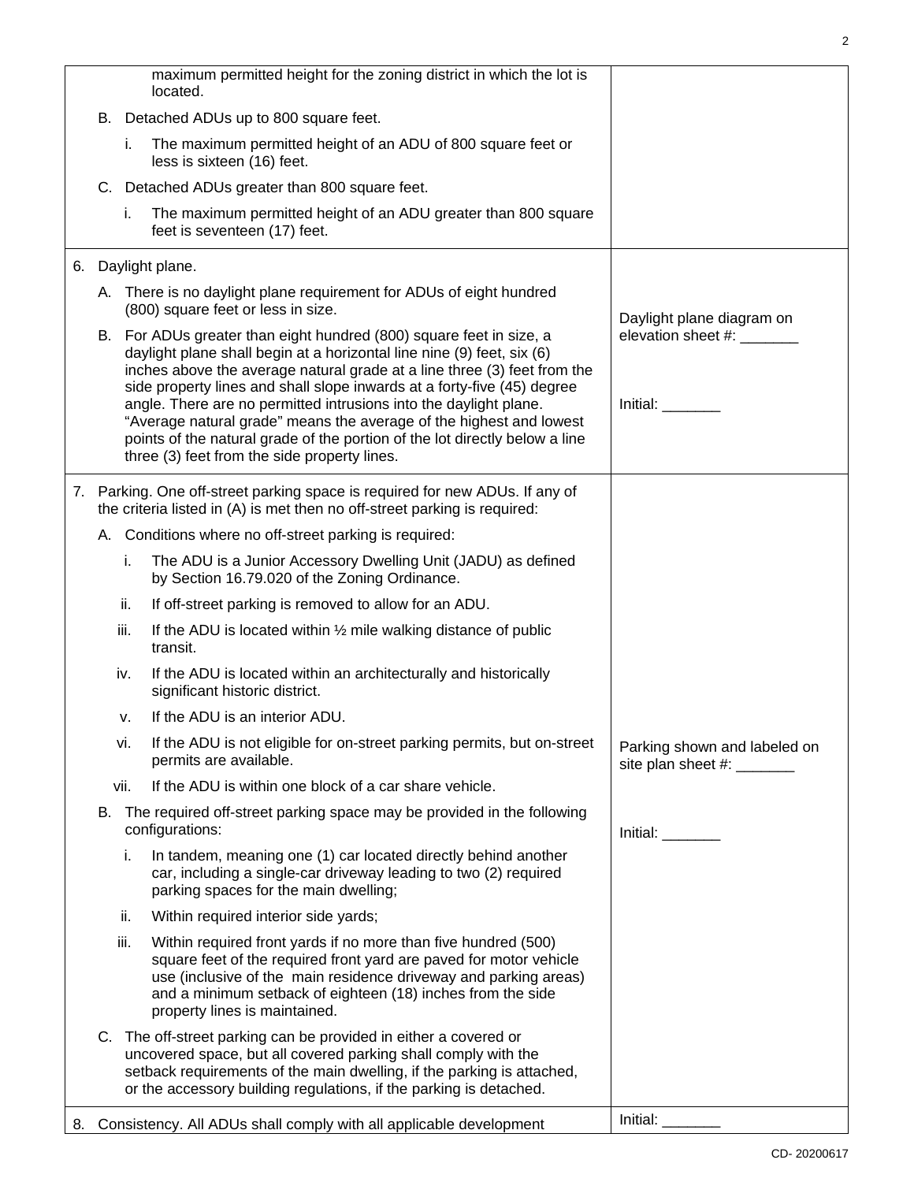| | |
|---|---|
| maximum permitted height for the zoning district in which the lot is located.<br><br>B. Detached ADUs up to 800 square feet.<br><br>i. The maximum permitted height of an ADU of 800 square feet or less is sixteen (16) feet.<br><br>C. Detached ADUs greater than 800 square feet.<br><br>i. The maximum permitted height of an ADU greater than 800 square feet is seventeen (17) feet. | |
| 6. Daylight plane.<br><br>A. There is no daylight plane requirement for ADUs of eight hundred (800) square feet or less in size.<br><br>B. For ADUs greater than eight hundred (800) square feet in size, a daylight plane shall begin at a horizontal line nine (9) feet, six (6) inches above the average natural grade at a line three (3) feet from the side property lines and shall slope inwards at a forty-five (45) degree angle. There are no permitted intrusions into the daylight plane. "Average natural grade" means the average of the highest and lowest points of the natural grade of the portion of the lot directly below a line three (3) feet from the side property lines. | Daylight plane diagram on elevation sheet #: _______<br><br>Initial: _______ |
| 7. Parking. One off-street parking space is required for new ADUs. If any of the criteria listed in (A) is met then no off-street parking is required:<br><br>A. Conditions where no off-street parking is required:<br><br>i. The ADU is a Junior Accessory Dwelling Unit (JADU) as defined by Section 16.79.020 of the Zoning Ordinance.<br><br>ii. If off-street parking is removed to allow for an ADU.<br><br>iii. If the ADU is located within ½ mile walking distance of public transit.<br><br>iv. If the ADU is located within an architecturally and historically significant historic district.<br><br>v. If the ADU is an interior ADU.<br><br>vi. If the ADU is not eligible for on-street parking permits, but on-street permits are available.<br><br>vii. If the ADU is within one block of a car share vehicle.<br><br>B. The required off-street parking space may be provided in the following configurations:<br><br>i. In tandem, meaning one (1) car located directly behind another car, including a single-car driveway leading to two (2) required parking spaces for the main dwelling;<br><br>ii. Within required interior side yards;<br><br>iii. Within required front yards if no more than five hundred (500) square feet of the required front yard are paved for motor vehicle use (inclusive of the main residence driveway and parking areas) and a minimum setback of eighteen (18) inches from the side property lines is maintained.<br><br>C. The off-street parking can be provided in either a covered or uncovered space, but all covered parking shall comply with the setback requirements of the main dwelling, if the parking is attached, or the accessory building regulations, if the parking is detached. | Parking shown and labeled on site plan sheet #: _______<br><br>Initial: _______ |
| 8. Consistency. All ADUs shall comply with all applicable development | Initial: _______ |

CD- 20200617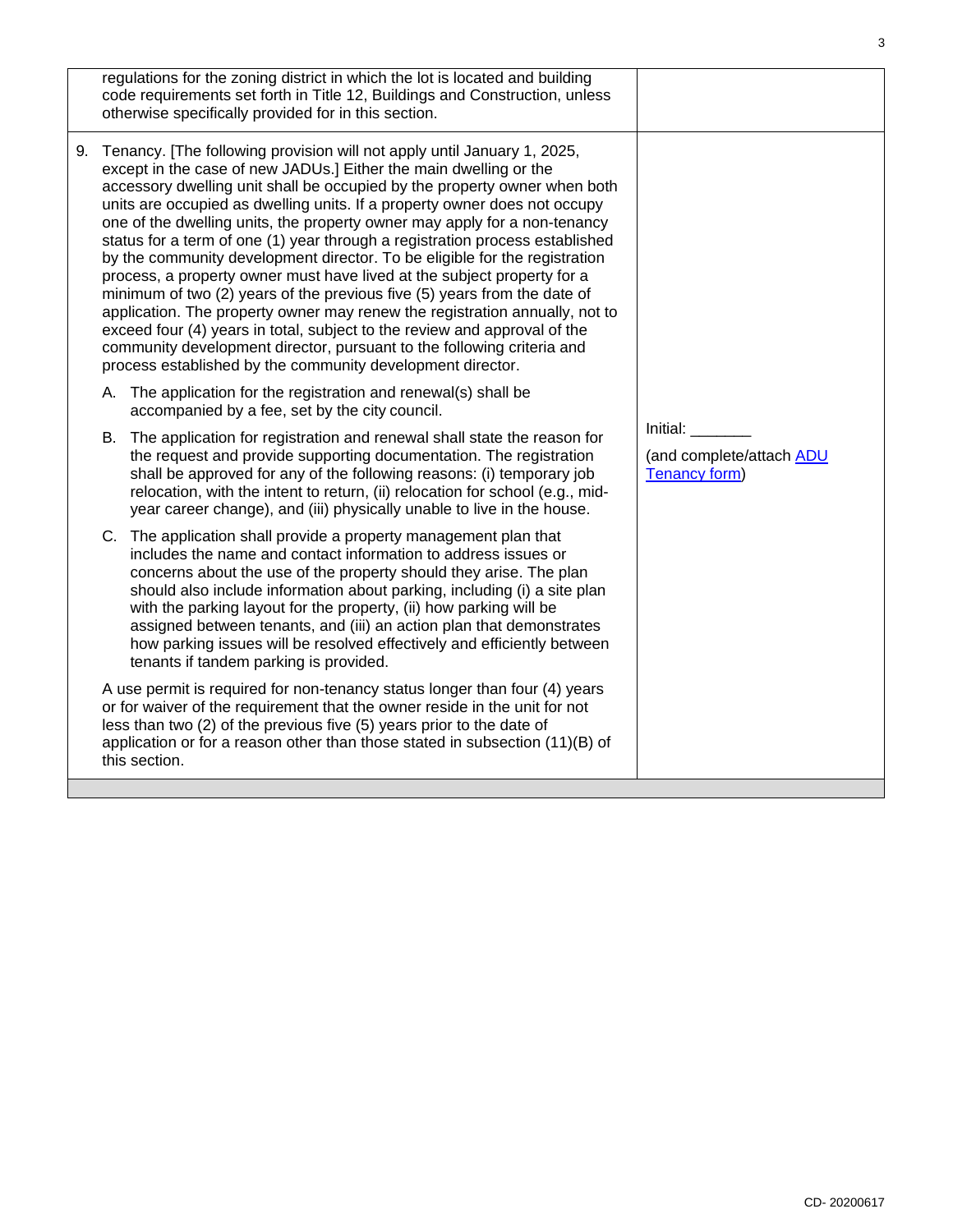| | |
|---|---|
| regulations for the zoning district in which the lot is located and building code requirements set forth in Title 12, Buildings and Construction, unless otherwise specifically provided for in this section. | |
| 9. Tenancy. [The following provision will not apply until January 1, 2025, except in the case of new JADUs.] Either the main dwelling or the accessory dwelling unit shall be occupied by the property owner when both units are occupied as dwelling units. If a property owner does not occupy one of the dwelling units, the property owner may apply for a non-tenancy status for a term of one (1) year through a registration process established by the community development director. To be eligible for the registration process, a property owner must have lived at the subject property for a minimum of two (2) years of the previous five (5) years from the date of application. The property owner may renew the registration annually, not to exceed four (4) years in total, subject to the review and approval of the community development director, pursuant to the following criteria and process established by the community development director.<br><br>A. The application for the registration and renewal(s) shall be accompanied by a fee, set by the city council.<br><br>B. The application for registration and renewal shall state the reason for the request and provide supporting documentation. The registration shall be approved for any of the following reasons: (i) temporary job relocation, with the intent to return, (ii) relocation for school (e.g., mid-year career change), and (iii) physically unable to live in the house.<br><br>C. The application shall provide a property management plan that includes the name and contact information to address issues or concerns about the use of the property should they arise. The plan should also include information about parking, including (i) a site plan with the parking layout for the property, (ii) how parking will be assigned between tenants, and (iii) an action plan that demonstrates how parking issues will be resolved effectively and efficiently between tenants if tandem parking is provided.<br><br>A use permit is required for non-tenancy status longer than four (4) years or for waiver of the requirement that the owner reside in the unit for not less than two (2) of the previous five (5) years prior to the date of application or for a reason other than those stated in subsection (11)(B) of this section. | Initial: _______<br><br>(and complete/attach ADU Tenancy form) |

CD- 20200617